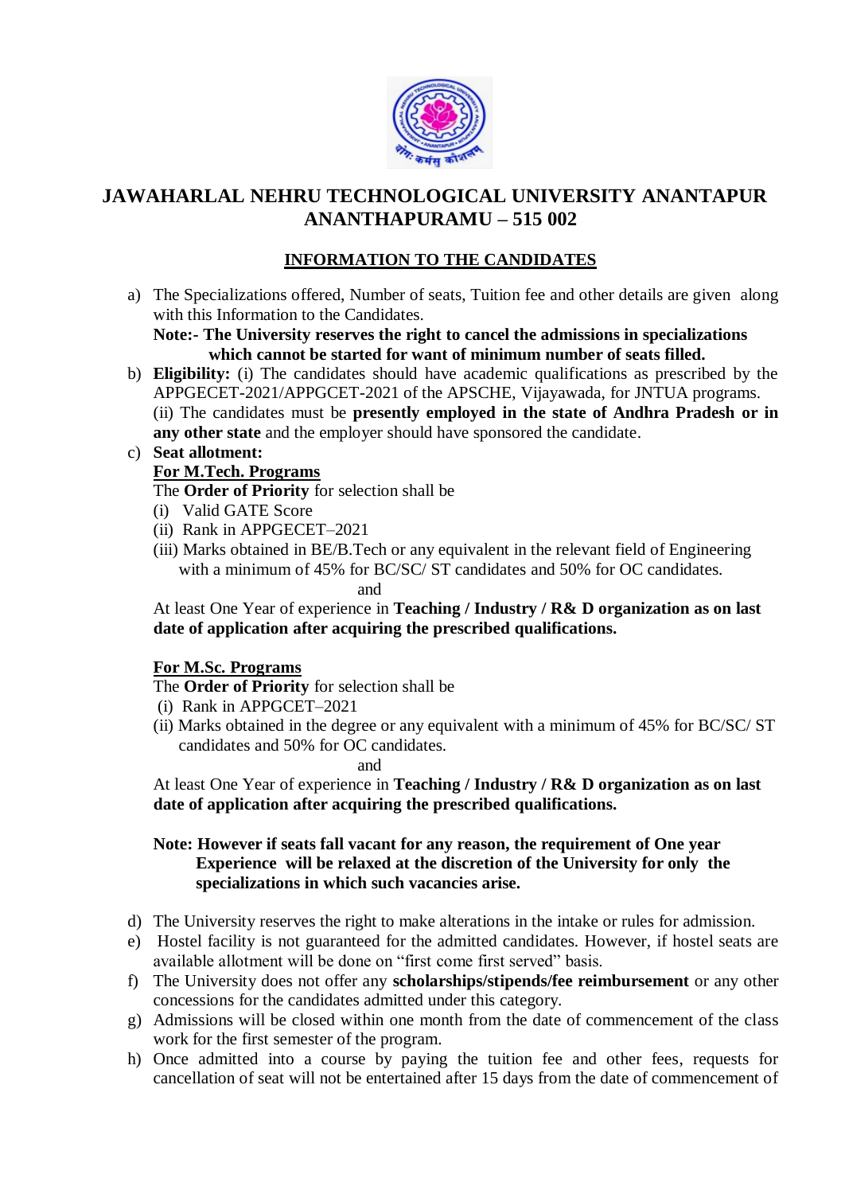# JAWAHARLAL NEHRU TECHNOLOGICAL UNIVERSITY ANANTAPUR ANANTHAPURAMU – 515 002

## INFORMATION TO THE CANDIDATES

a) The Specializations offered, Number of seats, Tuition fee and other details are given along with this Information to the Candidates.
   **Note:- The University reserves the right to cancel the admissions in specializations which cannot be started for want of minimum number of seats filled.**

b) **Eligibility:** (i) The candidates should have academic qualifications as prescribed by the APPGECET-2021/APPGCET-2021 of the APSCHE, Vijayawada, for JNTUA programs.
   (ii) The candidates must be **presently employed in the state of Andhra Pradesh or in any other state** and the employer should have sponsored the candidate.

c) **Seat allotment:**

   **For M.Tech. Programs**

   The **Order of Priority** for selection shall be
   (i) Valid GATE Score
   (ii) Rank in APPGECET–2021
   (iii) Marks obtained in BE/B.Tech or any equivalent in the relevant field of Engineering with a minimum of 45% for BC/SC/ ST candidates and 50% for OC candidates.

   and

   At least One Year of experience in **Teaching / Industry / R& D organization as on last date of application after acquiring the prescribed qualifications.**

   **For M.Sc. Programs**

   The **Order of Priority** for selection shall be
   (i) Rank in APPGCET–2021
   (ii) Marks obtained in the degree or any equivalent with a minimum of 45% for BC/SC/ ST candidates and 50% for OC candidates.

   and

   At least One Year of experience in **Teaching / Industry / R& D organization as on last date of application after acquiring the prescribed qualifications.**

   **Note: However if seats fall vacant for any reason, the requirement of One year Experience will be relaxed at the discretion of the University for only the specializations in which such vacancies arise.**

d) The University reserves the right to make alterations in the intake or rules for admission.

e) Hostel facility is not guaranteed for the admitted candidates. However, if hostel seats are available allotment will be done on "first come first served" basis.

f) The University does not offer any **scholarships/stipends/fee reimbursement** or any other concessions for the candidates admitted under this category.

g) Admissions will be closed within one month from the date of commencement of the class work for the first semester of the program.

h) Once admitted into a course by paying the tuition fee and other fees, requests for cancellation of seat will not be entertained after 15 days from the date of commencement of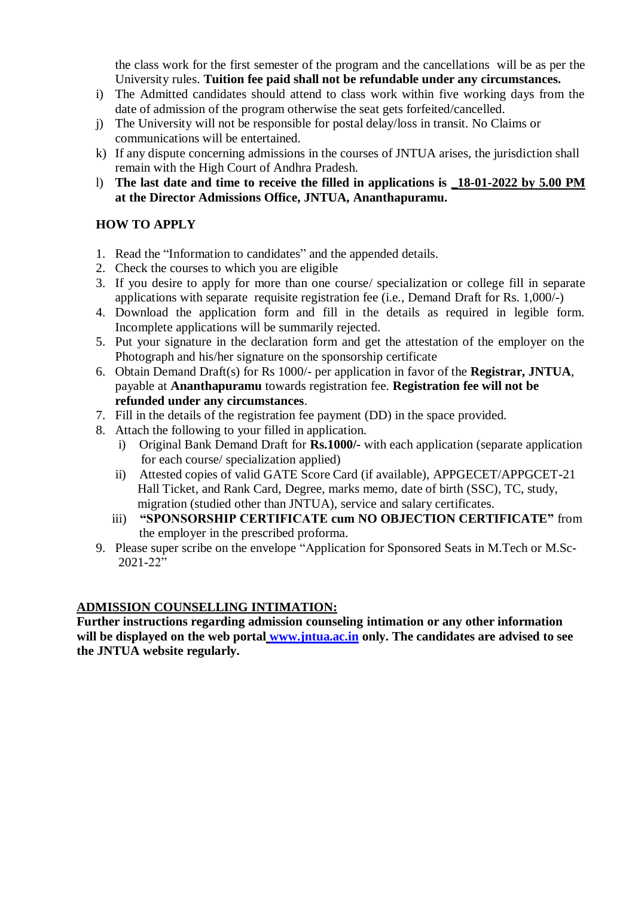the class work for the first semester of the program and the cancellations will be as per the University rules. **Tuition fee paid shall not be refundable under any circumstances.**

i) The Admitted candidates should attend to class work within five working days from the date of admission of the program otherwise the seat gets forfeited/cancelled.

j) The University will not be responsible for postal delay/loss in transit. No Claims or communications will be entertained.

k) If any dispute concerning admissions in the courses of JNTUA arises, the jurisdiction shall remain with the High Court of Andhra Pradesh.

l) **The last date and time to receive the filled in applications is __18-01-2022 by 5.00 PM__ at the Director Admissions Office, JNTUA, Ananthapuramu.**

**HOW TO APPLY**

1. Read the "Information to candidates" and the appended details.
2. Check the courses to which you are eligible
3. If you desire to apply for more than one course/ specialization or college fill in separate applications with separate requisite registration fee (i.e., Demand Draft for Rs. 1,000/-)
4. Download the application form and fill in the details as required in legible form. Incomplete applications will be summarily rejected.
5. Put your signature in the declaration form and get the attestation of the employer on the Photograph and his/her signature on the sponsorship certificate
6. Obtain Demand Draft(s) for Rs 1000/- per application in favor of the **Registrar, JNTUA**, payable at **Ananthapuramu** towards registration fee. **Registration fee will not be refunded under any circumstances**.
7. Fill in the details of the registration fee payment (DD) in the space provided.
8. Attach the following to your filled in application.
   i) Original Bank Demand Draft for **Rs.1000/-** with each application (separate application for each course/ specialization applied)
   ii) Attested copies of valid GATE Score Card (if available), APPGECET/APPGCET-21 Hall Ticket, and Rank Card, Degree, marks memo, date of birth (SSC), TC, study, migration (studied other than JNTUA), service and salary certificates.
   iii) **"SPONSORSHIP CERTIFICATE cum NO OBJECTION CERTIFICATE"** from the employer in the prescribed proforma.
9. Please super scribe on the envelope "Application for Sponsored Seats in M.Tech or M.Sc-2021-22"

**ADMISSION COUNSELLING INTIMATION:**

**Further instructions regarding admission counseling intimation or any other information will be displayed on the web portal www.jntua.ac.in only. The candidates are advised to see the JNTUA website regularly.**